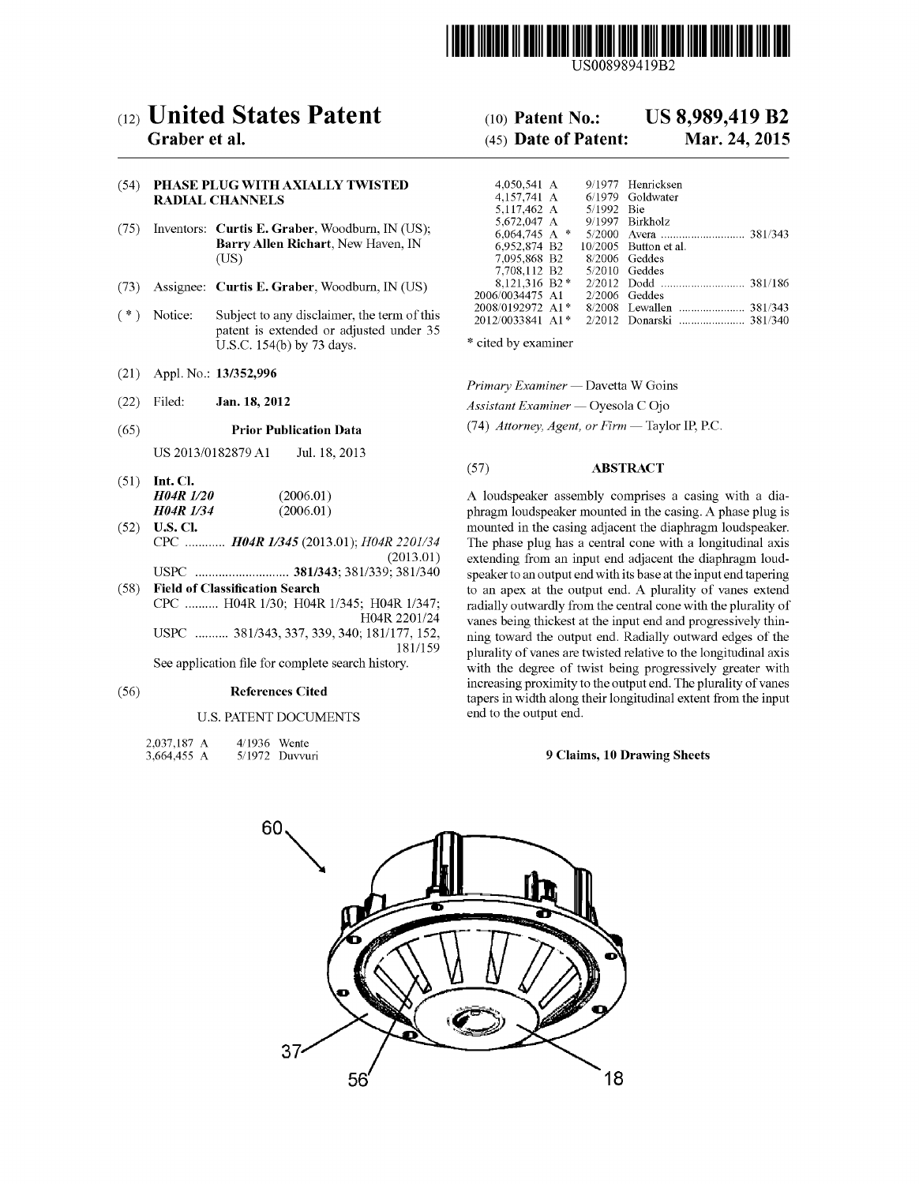US008989419B2

# (12) United States Patent
**Graber et al.**

(10) **Patent No.: US 8,989,419 B2**

(45) **Date of Patent: Mar. 24, 2015**

(54) **PHASE PLUG WITH AXIALLY TWISTED RADIAL CHANNELS**

(75) Inventors: **Curtis E. Graber**, Woodburn, IN (US); **Barry Allen Richart**, New Haven, IN (US)

(73) Assignee: **Curtis E. Graber**, Woodburn, IN (US)

( * ) Notice: Subject to any disclaimer, the term of this patent is extended or adjusted under 35 U.S.C. 154(b) by 73 days.

(21) Appl. No.: **13/352,996**

(22) Filed: **Jan. 18, 2012**

(65) **Prior Publication Data**

US 2013/0182879 A1 Jul. 18, 2013

(51) **Int. Cl.**
***H04R 1/20*** (2006.01)
***H04R 1/34*** (2006.01)

(52) **U.S. Cl.**
CPC ............ ***H04R 1/345*** (2013.01); *H04R 2201/34* (2013.01)
USPC ............................ **381/343**; 381/339; 381/340

(58) **Field of Classification Search**
CPC .......... H04R 1/30; H04R 1/345; H04R 1/347; H04R 2201/24
USPC .......... 381/343, 337, 339, 340; 181/177, 152, 181/159
See application file for complete search history.

(56) **References Cited**

U.S. PATENT DOCUMENTS

| | | | |
|---|---|---|---|
| 2,037,187 A | 4/1936 | Wente | |
| 3,664,455 A | 5/1972 | Duvvuri | |
| 4,050,541 A | 9/1977 | Henricksen | |
| 4,157,741 A | 6/1979 | Goldwater | |
| 5,117,462 A | 5/1992 | Bie | |
| 5,672,047 A | 9/1997 | Birkholz | |
| 6,064,745 A * | 5/2000 | Avera | 381/343 |
| 6,952,874 B2 | 10/2005 | Button et al. | |
| 7,095,868 B2 | 8/2006 | Geddes | |
| 7,708,112 B2 | 5/2010 | Geddes | |
| 8,121,316 B2 * | 2/2012 | Dodd | 381/186 |
| 2006/0034475 A1 | 2/2006 | Geddes | |
| 2008/0192972 A1 * | 8/2008 | Lewallen | 381/343 |
| 2012/0033841 A1 * | 2/2012 | Donarski | 381/340 |

\* cited by examiner

*Primary Examiner* — Davetta W Goins
*Assistant Examiner* — Oyesola C Ojo
(74) *Attorney, Agent, or Firm* — Taylor IP, P.C.

(57) **ABSTRACT**

A loudspeaker assembly comprises a casing with a diaphragm loudspeaker mounted in the casing. A phase plug is mounted in the casing adjacent the diaphragm loudspeaker. The phase plug has a central cone with a longitudinal axis extending from an input end adjacent the diaphragm loudspeaker to an output end with its base at the input end tapering to an apex at the output end. A plurality of vanes extend radially outwardly from the central cone with the plurality of vanes being thickest at the input end and progressively thinning toward the output end. Radially outward edges of the plurality of vanes are twisted relative to the longitudinal axis with the degree of twist being progressively greater with increasing proximity to the output end. The plurality of vanes tapers in width along their longitudinal extent from the input end to the output end.

**9 Claims, 10 Drawing Sheets**

60 37 56 18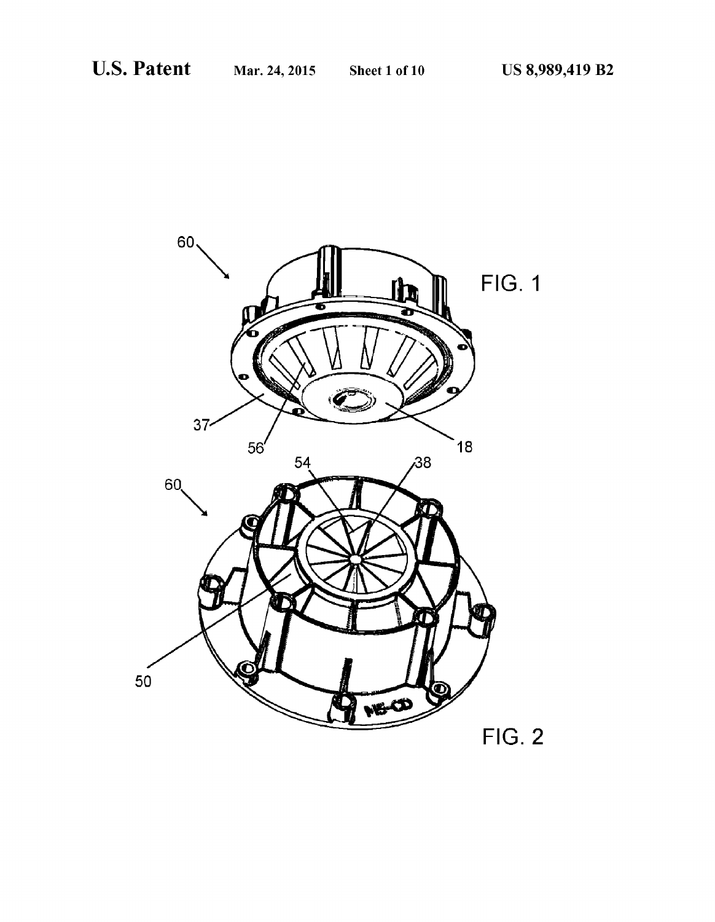FIG. 1

FIG. 2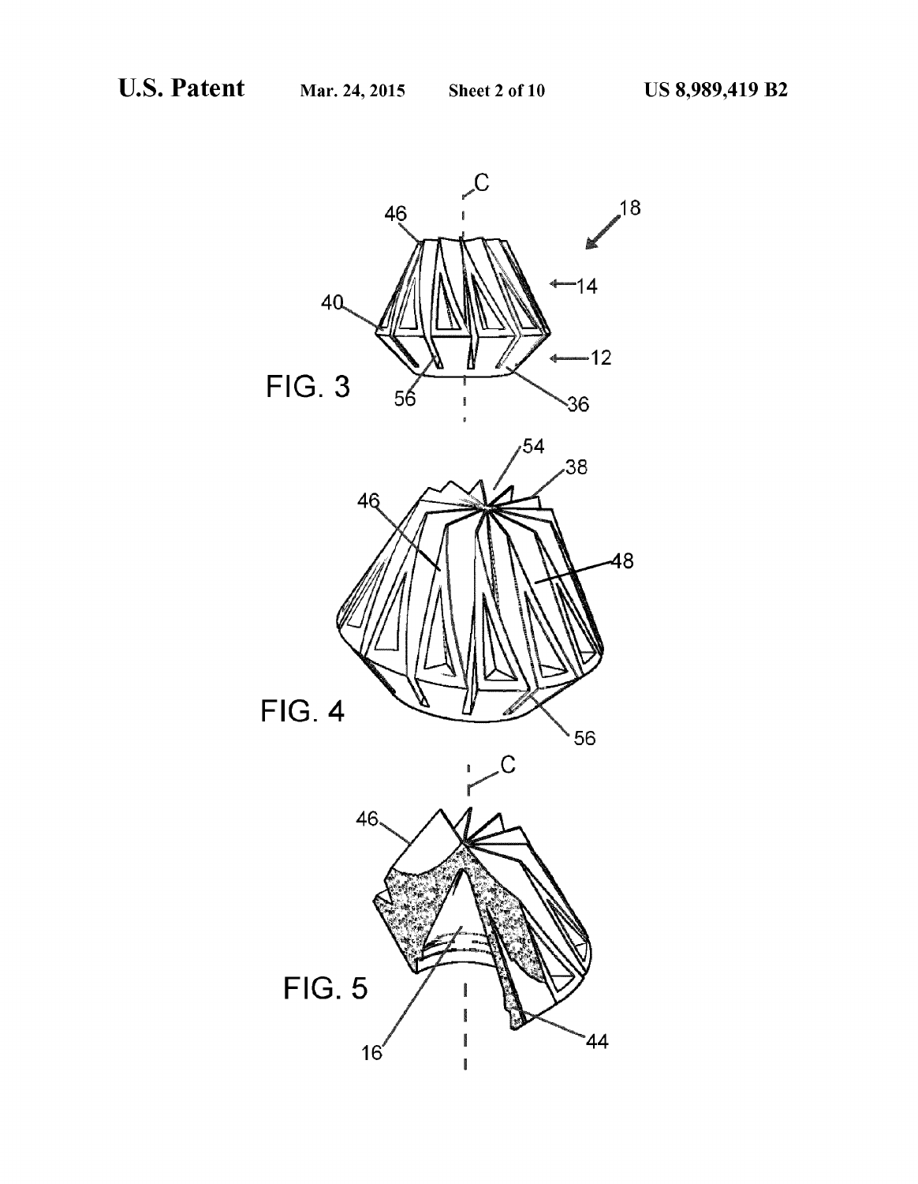FIG. 3

FIG. 4

FIG. 5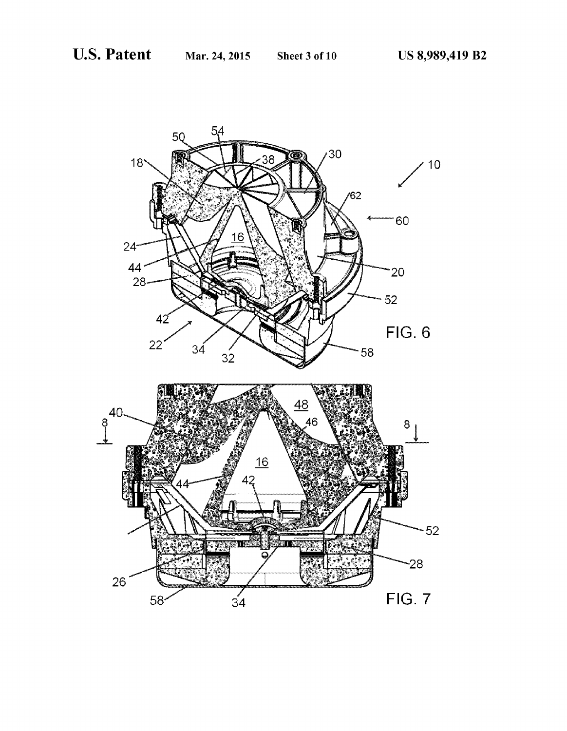FIG. 6

FIG. 7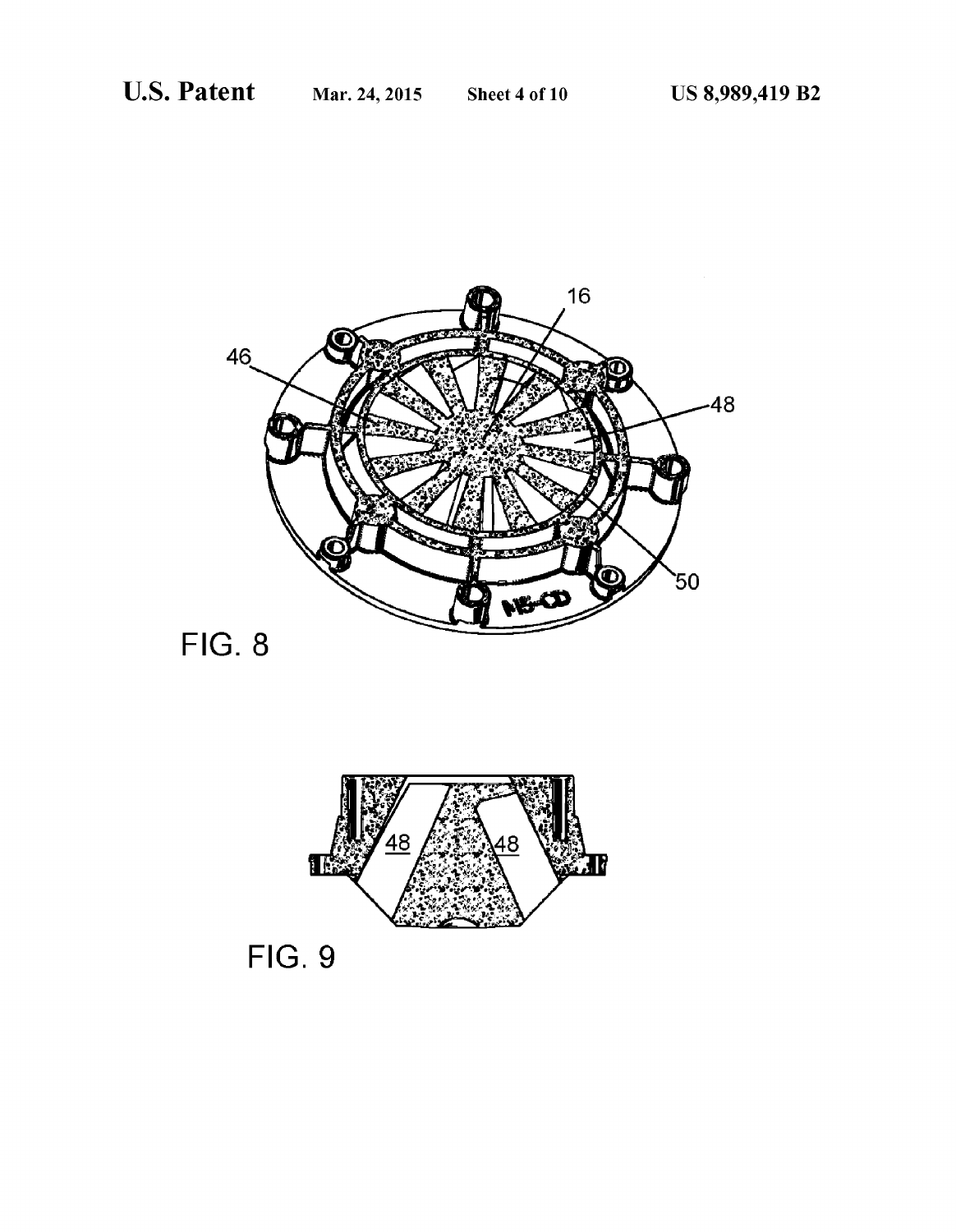FIG. 8

FIG. 9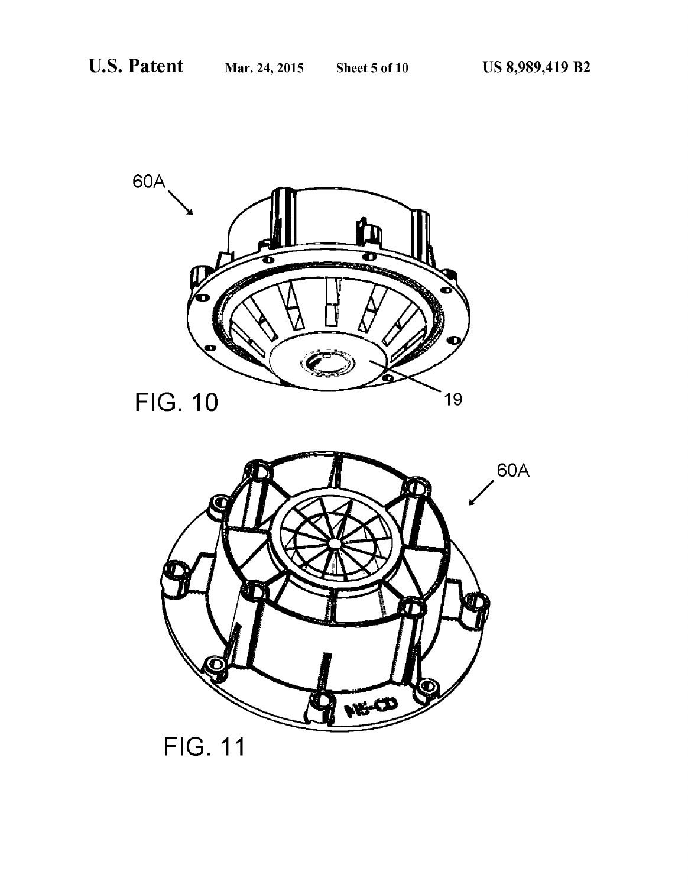FIG. 10

FIG. 11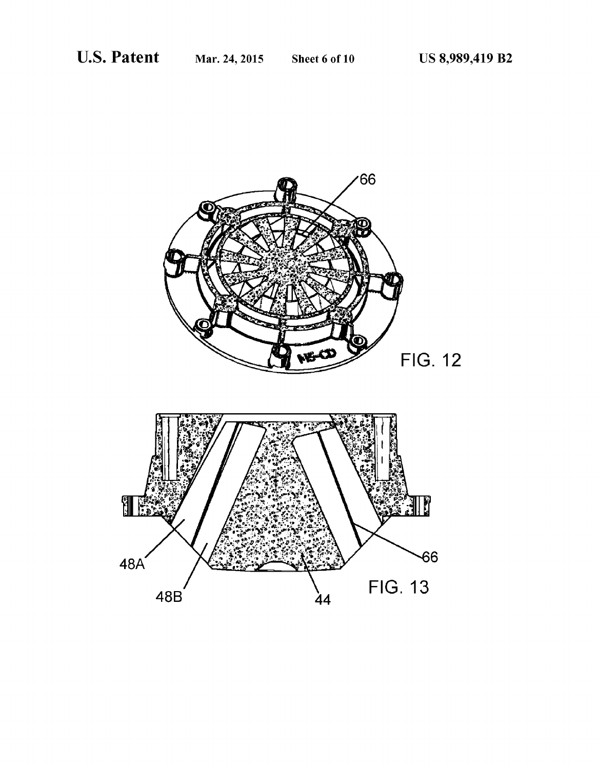FIG. 12

FIG. 13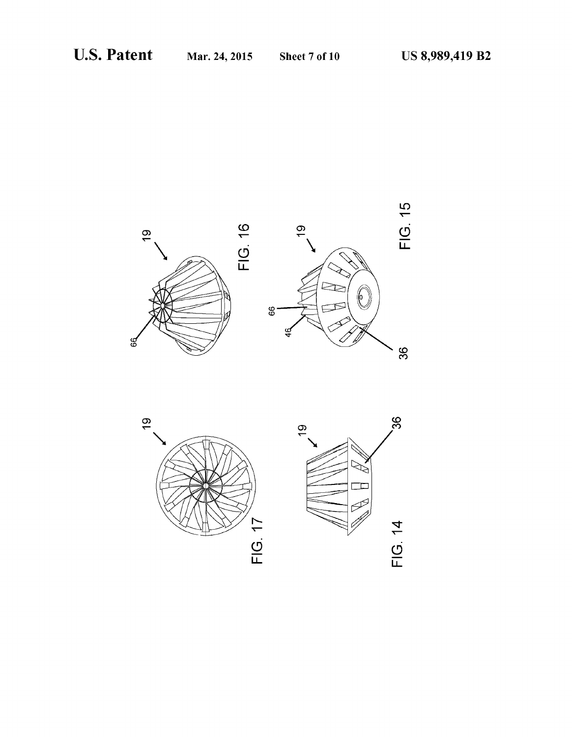FIG. 16

FIG. 15

FIG. 17

FIG. 14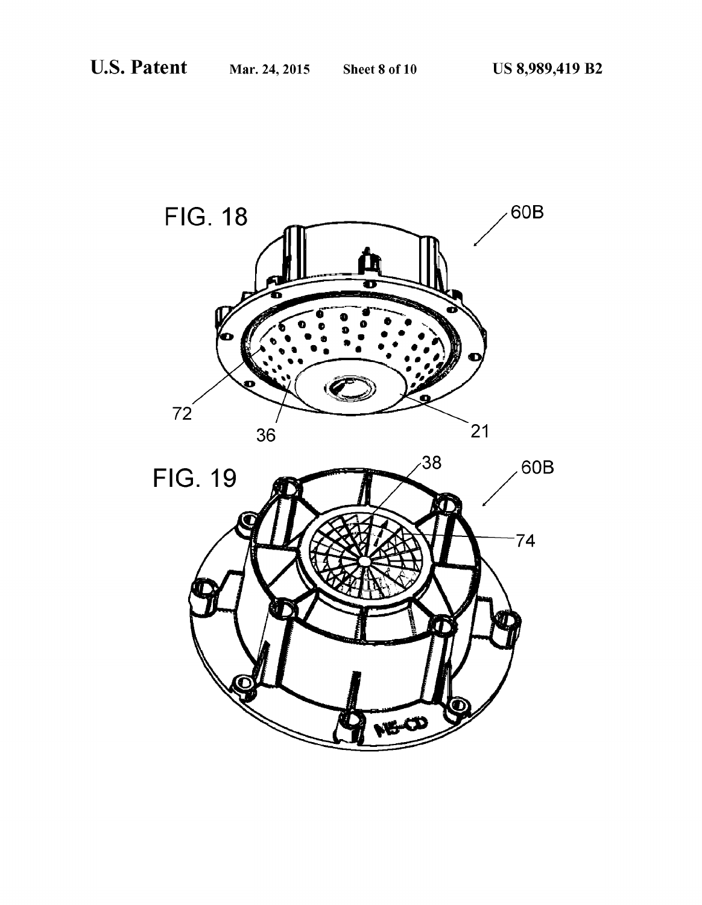FIG. 18

FIG. 19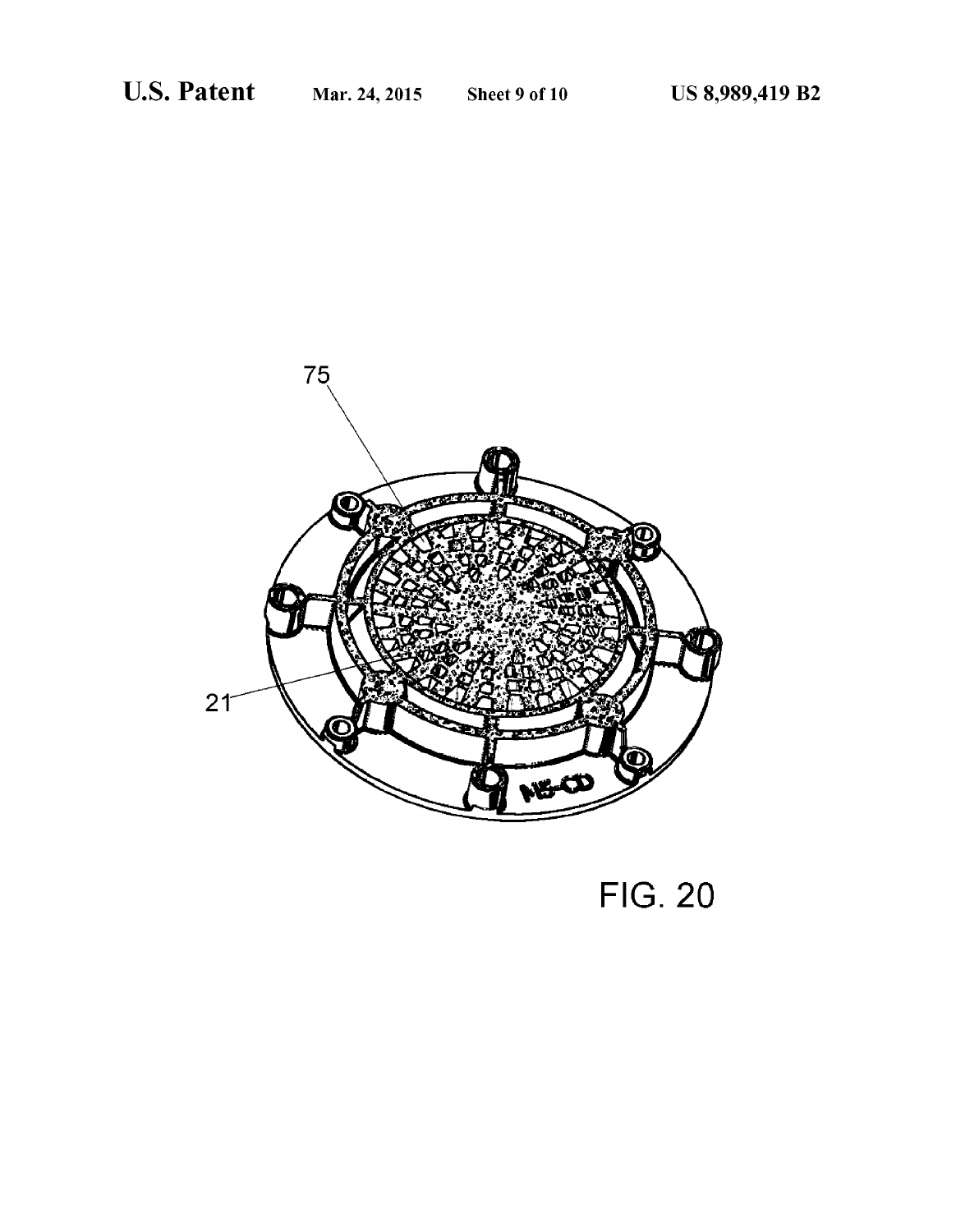FIG. 20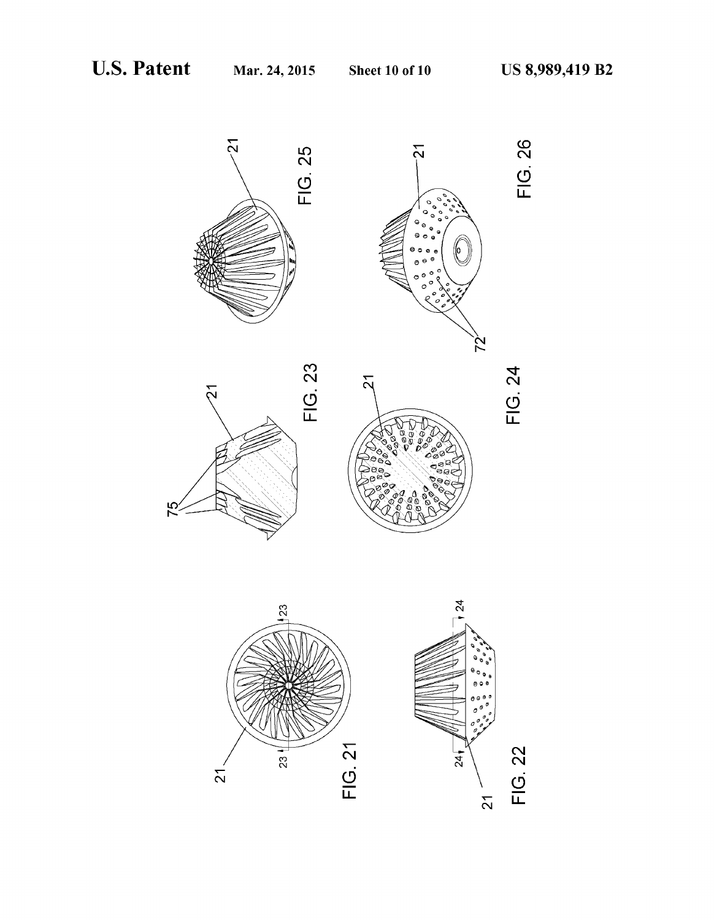FIG. 21

FIG. 22

FIG. 23

FIG. 24

FIG. 25

FIG. 26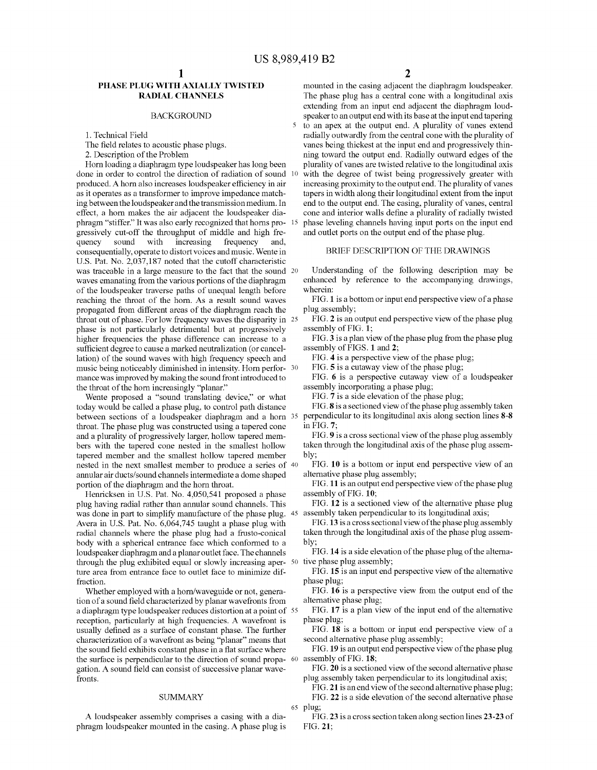# PHASE PLUG WITH AXIALLY TWISTED RADIAL CHANNELS

## BACKGROUND

1. Technical Field

The field relates to acoustic phase plugs.

2. Description of the Problem

Horn loading a diaphragm type loudspeaker has long been done in order to control the direction of radiation of sound produced. A horn also increases loudspeaker efficiency in air as it operates as a transformer to improve impedance matching between the loudspeaker and the transmission medium. In effect, a horn makes the air adjacent the loudspeaker diaphragm "stiffer." It was also early recognized that horns progressively cut-off the throughput of middle and high frequency sound with increasing frequency and, consequentially, operate to distort voices and music. Wente in U.S. Pat. No. 2,037,187 noted that the cutoff characteristic was traceable in a large measure to the fact that the sound waves emanating from the various portions of the diaphragm of the loudspeaker traverse paths of unequal length before reaching the throat of the horn. As a result sound waves propagated from different areas of the diaphragm reach the throat out of phase. For low frequency waves the disparity in phase is not particularly detrimental but at progressively higher frequencies the phase difference can increase to a sufficient degree to cause a marked neutralization (or cancellation) of the sound waves with high frequency speech and music being noticeably diminished in intensity. Horn performance was improved by making the sound front introduced to the throat of the horn increasingly "planar."

Wente proposed a "sound translating device," or what today would be called a phase plug, to control path distance between sections of a loudspeaker diaphragm and a horn throat. The phase plug was constructed using a tapered cone and a plurality of progressively larger, hollow tapered members with the tapered cone nested in the smallest hollow tapered member and the smallest hollow tapered member nested in the next smallest member to produce a series of annular air ducts/sound channels intermediate a dome shaped portion of the diaphragm and the horn throat.

Henricksen in U.S. Pat. No. 4,050,541 proposed a phase plug having radial rather than annular sound channels. This was done in part to simplify manufacture of the phase plug. Avera in U.S. Pat. No. 6,064,745 taught a phase plug with radial channels where the phase plug had a frusto-conical body with a spherical entrance face which conformed to a loudspeaker diaphragm and a planar outlet face. The channels through the plug exhibited equal or slowly increasing aperture area from entrance face to outlet face to minimize diffraction.

Whether employed with a horn/waveguide or not, generation of a sound field characterized by planar wavefronts from a diaphragm type loudspeaker reduces distortion at a point of reception, particularly at high frequencies. A wavefront is usually defined as a surface of constant phase. The further characterization of a wavefront as being "planar" means that the sound field exhibits constant phase in a flat surface where the surface is perpendicular to the direction of sound propagation. A sound field can consist of successive planar wavefronts.

## SUMMARY

A loudspeaker assembly comprises a casing with a diaphragm loudspeaker mounted in the casing. A phase plug is mounted in the casing adjacent the diaphragm loudspeaker. The phase plug has a central cone with a longitudinal axis extending from an input end adjacent the diaphragm loudspeaker to an output end with its base at the input end tapering to an apex at the output end. A plurality of vanes extend radially outwardly from the central cone with the plurality of vanes being thickest at the input end and progressively thinning toward the output end. Radially outward edges of the plurality of vanes are twisted relative to the longitudinal axis with the degree of twist being progressively greater with increasing proximity to the output end. The plurality of vanes tapers in width along their longitudinal extent from the input end to the output end. The casing, plurality of vanes, central cone and interior walls define a plurality of radially twisted phase leveling channels having input ports on the input end and outlet ports on the output end of the phase plug.

## BRIEF DESCRIPTION OF THE DRAWINGS

Understanding of the following description may be enhanced by reference to the accompanying drawings, wherein:

FIG. 1 is a bottom or input end perspective view of a phase plug assembly;

FIG. 2 is an output end perspective view of the phase plug assembly of FIG. 1;

FIG. 3 is a plan view of the phase plug from the phase plug assembly of FIGS. 1 and 2;

FIG. 4 is a perspective view of the phase plug;

FIG. 5 is a cutaway view of the phase plug;

FIG. 6 is a perspective cutaway view of a loudspeaker assembly incorporating a phase plug;

FIG. 7 is a side elevation of the phase plug;

FIG. 8 is a sectioned view of the phase plug assembly taken perpendicular to its longitudinal axis along section lines 8-8 in FIG. 7;

FIG. 9 is a cross sectional view of the phase plug assembly taken through the longitudinal axis of the phase plug assembly;

FIG. 10 is a bottom or input end perspective view of an alternative phase plug assembly;

FIG. 11 is an output end perspective view of the phase plug assembly of FIG. 10;

FIG. 12 is a sectioned view of the alternative phase plug assembly taken perpendicular to its longitudinal axis;

FIG. 13 is a cross sectional view of the phase plug assembly taken through the longitudinal axis of the phase plug assembly;

FIG. 14 is a side elevation of the phase plug of the alternative phase plug assembly;

FIG. 15 is an input end perspective view of the alternative phase plug;

FIG. 16 is a perspective view from the output end of the alternative phase plug;

FIG. 17 is a plan view of the input end of the alternative phase plug;

FIG. 18 is a bottom or input end perspective view of a second alternative phase plug assembly;

FIG. 19 is an output end perspective view of the phase plug assembly of FIG. 18;

FIG. 20 is a sectioned view of the second alternative phase plug assembly taken perpendicular to its longitudinal axis;

FIG. 21 is an end view of the second alternative phase plug;

FIG. 22 is a side elevation of the second alternative phase plug;

FIG. 23 is a cross section taken along section lines 23-23 of FIG. 21;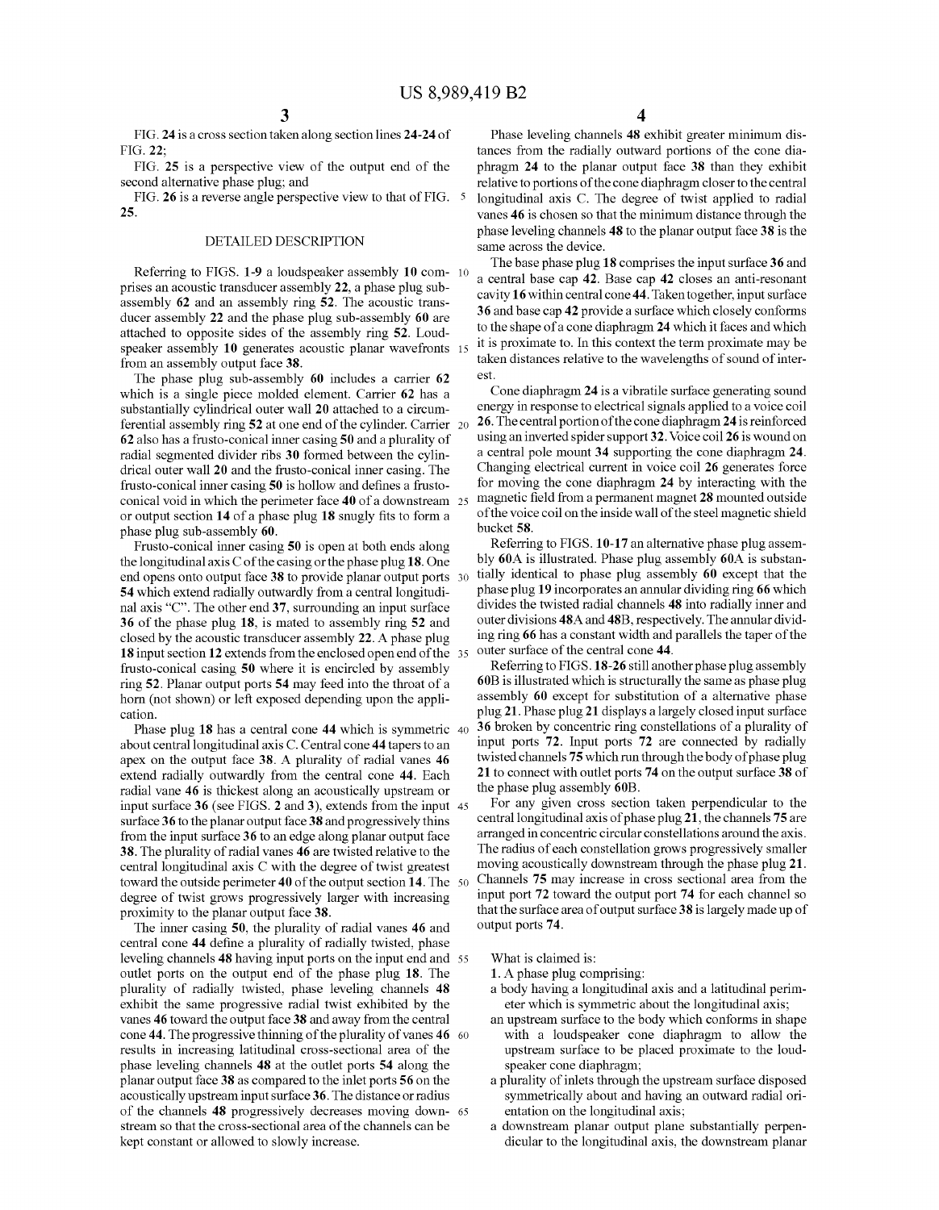FIG. **24** is a cross section taken along section lines **24-24** of FIG. **22**;

FIG. **25** is a perspective view of the output end of the second alternative phase plug; and

FIG. **26** is a reverse angle perspective view to that of FIG. **25**.

## DETAILED DESCRIPTION

Referring to FIGS. **1-9** a loudspeaker assembly **10** comprises an acoustic transducer assembly **22**, a phase plug sub-assembly **62** and an assembly ring **52**. The acoustic transducer assembly **22** and the phase plug sub-assembly **60** are attached to opposite sides of the assembly ring **52**. Loudspeaker assembly **10** generates acoustic planar wavefronts from an assembly output face **38**.

The phase plug sub-assembly **60** includes a carrier **62** which is a single piece molded element. Carrier **62** has a substantially cylindrical outer wall **20** attached to a circumferential assembly ring **52** at one end of the cylinder. Carrier **62** also has a frusto-conical inner casing **50** and a plurality of radial segmented divider ribs **30** formed between the cylindrical outer wall **20** and the frusto-conical inner casing. The frusto-conical inner casing **50** is hollow and defines a frusto-conical void in which the perimeter face **40** of a downstream or output section **14** of a phase plug **18** snugly fits to form a phase plug sub-assembly **60**.

Frusto-conical inner casing **50** is open at both ends along the longitudinal axis C of the casing or the phase plug **18**. One end opens onto output face **38** to provide planar output ports **54** which extend radially outwardly from a central longitudinal axis "C". The other end **37**, surrounding an input surface **36** of the phase plug **18**, is mated to assembly ring **52** and closed by the acoustic transducer assembly **22**. A phase plug **18** input section **12** extends from the enclosed open end of the frusto-conical casing **50** where it is encircled by assembly ring **52**. Planar output ports **54** may feed into the throat of a horn (not shown) or left exposed depending upon the application.

Phase plug **18** has a central cone **44** which is symmetric about central longitudinal axis C. Central cone **44** tapers to an apex on the output face **38**. A plurality of radial vanes **46** extend radially outwardly from the central cone **44**. Each radial vane **46** is thickest along an acoustically upstream or input surface **36** (see FIGS. **2** and **3**), extends from the input surface **36** to the planar output face **38** and progressively thins from the input surface **36** to an edge along planar output face **38**. The plurality of radial vanes **46** are twisted relative to the central longitudinal axis C with the degree of twist greatest toward the outside perimeter **40** of the output section **14**. The degree of twist grows progressively larger with increasing proximity to the planar output face **38**.

The inner casing **50**, the plurality of radial vanes **46** and central cone **44** define a plurality of radially twisted, phase leveling channels **48** having input ports on the input end and outlet ports on the output end of the phase plug **18**. The plurality of radially twisted, phase leveling channels **48** exhibit the same progressive radial twist exhibited by the vanes **46** toward the output face **38** and away from the central cone **44**. The progressive thinning of the plurality of vanes **46** results in increasing latitudinal cross-sectional area of the phase leveling channels **48** at the outlet ports **54** along the planar output face **38** as compared to the inlet ports **56** on the acoustically upstream input surface **36**. The distance or radius of the channels **48** progressively decreases moving downstream so that the cross-sectional area of the channels can be kept constant or allowed to slowly increase.

Phase leveling channels **48** exhibit greater minimum distances from the radially outward portions of the cone diaphragm **24** to the planar output face **38** than they exhibit relative to portions of the cone diaphragm closer to the central longitudinal axis C. The degree of twist applied to radial vanes **46** is chosen so that the minimum distance through the phase leveling channels **48** to the planar output face **38** is the same across the device.

The base phase plug **18** comprises the input surface **36** and a central base cap **42**. Base cap **42** closes an anti-resonant cavity **16** within central cone **44**. Taken together, input surface **36** and base cap **42** provide a surface which closely conforms to the shape of a cone diaphragm **24** which it faces and which it is proximate to. In this context the term proximate may be taken distances relative to the wavelengths of sound of interest.

Cone diaphragm **24** is a vibratile surface generating sound energy in response to electrical signals applied to a voice coil **26**. The central portion of the cone diaphragm **24** is reinforced using an inverted spider support **32**. Voice coil **26** is wound on a central pole mount **34** supporting the cone diaphragm **24**. Changing electrical current in voice coil **26** generates force for moving the cone diaphragm **24** by interacting with the magnetic field from a permanent magnet **28** mounted outside of the voice coil on the inside wall of the steel magnetic shield bucket **58**.

Referring to FIGS. **10-17** an alternative phase plug assembly **60A** is illustrated. Phase plug assembly **60A** is substantially identical to phase plug assembly **60** except that the phase plug **19** incorporates an annular dividing ring **66** which divides the twisted radial channels **48** into radially inner and outer divisions **48A** and **48B**, respectively. The annular dividing ring **66** has a constant width and parallels the taper of the outer surface of the central cone **44**.

Referring to FIGS. **18-26** still another phase plug assembly **60B** is illustrated which is structurally the same as phase plug assembly **60** except for substitution of a alternative phase plug **21**. Phase plug **21** displays a largely closed input surface **36** broken by concentric ring constellations of a plurality of input ports **72**. Input ports **72** are connected by radially twisted channels **75** which run through the body of phase plug **21** to connect with outlet ports **74** on the output surface **38** of the phase plug assembly **60B**.

For any given cross section taken perpendicular to the central longitudinal axis of phase plug **21**, the channels **75** are arranged in concentric circular constellations around the axis. The radius of each constellation grows progressively smaller moving acoustically downstream through the phase plug **21**. Channels **75** may increase in cross sectional area from the input port **72** toward the output port **74** for each channel so that the surface area of output surface **38** is largely made up of output ports **74**.

What is claimed is:

**1**. A phase plug comprising:

a body having a longitudinal axis and a latitudinal perimeter which is symmetric about the longitudinal axis;

an upstream surface to the body which conforms in shape with a loudspeaker cone diaphragm to allow the upstream surface to be placed proximate to the loudspeaker cone diaphragm;

a plurality of inlets through the upstream surface disposed symmetrically about and having an outward radial orientation on the longitudinal axis;

a downstream planar output plane substantially perpendicular to the longitudinal axis, the downstream planar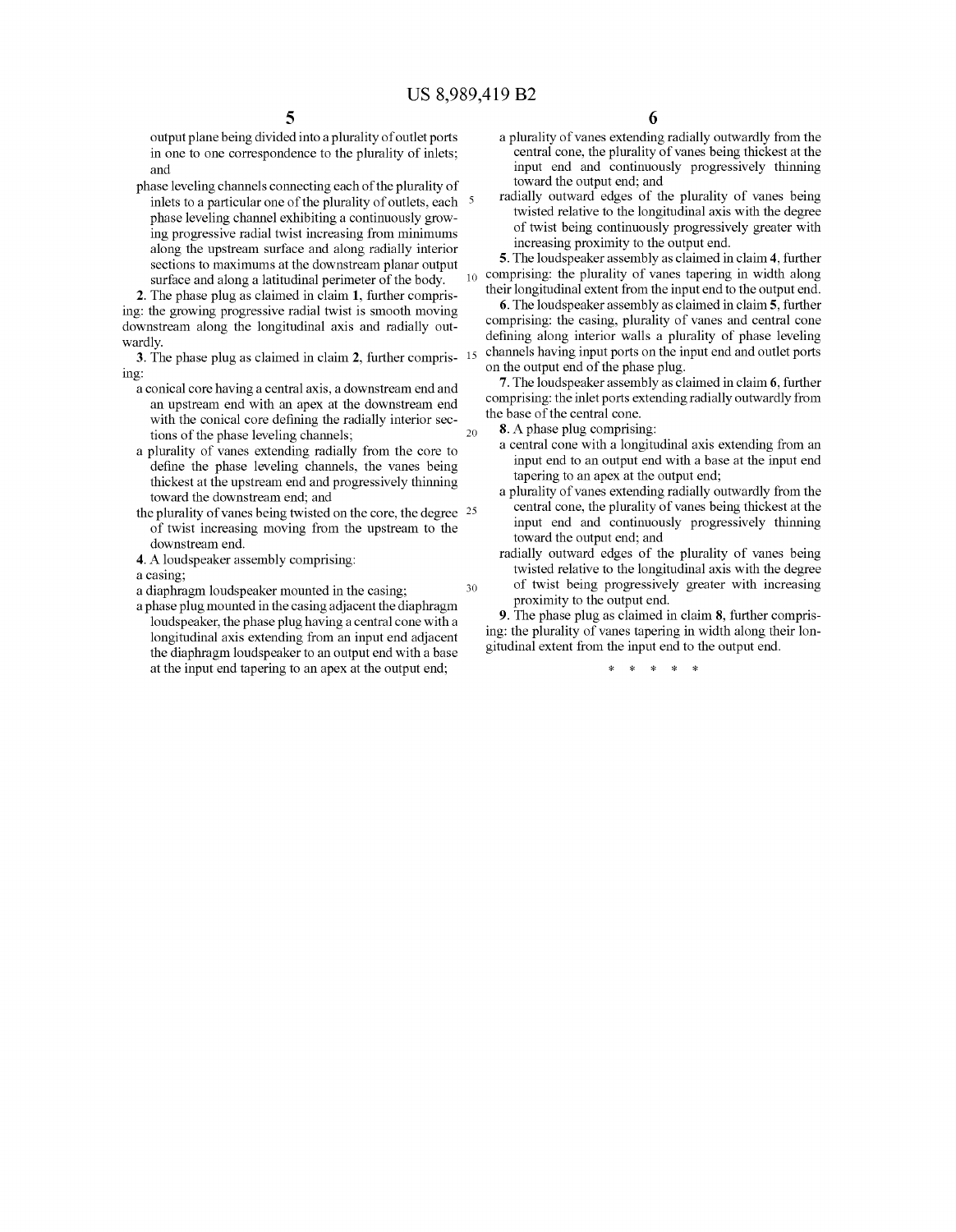output plane being divided into a plurality of outlet ports in one to one correspondence to the plurality of inlets; and

phase leveling channels connecting each of the plurality of inlets to a particular one of the plurality of outlets, each phase leveling channel exhibiting a continuously growing progressive radial twist increasing from minimums along the upstream surface and along radially interior sections to maximums at the downstream planar output surface and along a latitudinal perimeter of the body.

**2**. The phase plug as claimed in claim **1**, further comprising: the growing progressive radial twist is smooth moving downstream along the longitudinal axis and radially outwardly.

**3**. The phase plug as claimed in claim **2**, further comprising:

a conical core having a central axis, a downstream end and an upstream end with an apex at the downstream end with the conical core defining the radially interior sections of the phase leveling channels;

a plurality of vanes extending radially from the core to define the phase leveling channels, the vanes being thickest at the upstream end and progressively thinning toward the downstream end; and

the plurality of vanes being twisted on the core, the degree of twist increasing moving from the upstream to the downstream end.

**4**. A loudspeaker assembly comprising:

a casing;

a diaphragm loudspeaker mounted in the casing;

a phase plug mounted in the casing adjacent the diaphragm loudspeaker, the phase plug having a central cone with a longitudinal axis extending from an input end adjacent the diaphragm loudspeaker to an output end with a base at the input end tapering to an apex at the output end;

a plurality of vanes extending radially outwardly from the central cone, the plurality of vanes being thickest at the input end and continuously progressively thinning toward the output end; and

radially outward edges of the plurality of vanes being twisted relative to the longitudinal axis with the degree of twist being continuously progressively greater with increasing proximity to the output end.

**5**. The loudspeaker assembly as claimed in claim **4**, further comprising: the plurality of vanes tapering in width along their longitudinal extent from the input end to the output end.

**6**. The loudspeaker assembly as claimed in claim **5**, further comprising: the casing, plurality of vanes and central cone defining along interior walls a plurality of phase leveling channels having input ports on the input end and outlet ports on the output end of the phase plug.

**7**. The loudspeaker assembly as claimed in claim **6**, further comprising: the inlet ports extending radially outwardly from the base of the central cone.

**8**. A phase plug comprising:

a central cone with a longitudinal axis extending from an input end to an output end with a base at the input end tapering to an apex at the output end;

a plurality of vanes extending radially outwardly from the central cone, the plurality of vanes being thickest at the input end and continuously progressively thinning toward the output end; and

radially outward edges of the plurality of vanes being twisted relative to the longitudinal axis with the degree of twist being progressively greater with increasing proximity to the output end.

**9**. The phase plug as claimed in claim **8**, further comprising: the plurality of vanes tapering in width along their longitudinal extent from the input end to the output end.

* * * * *